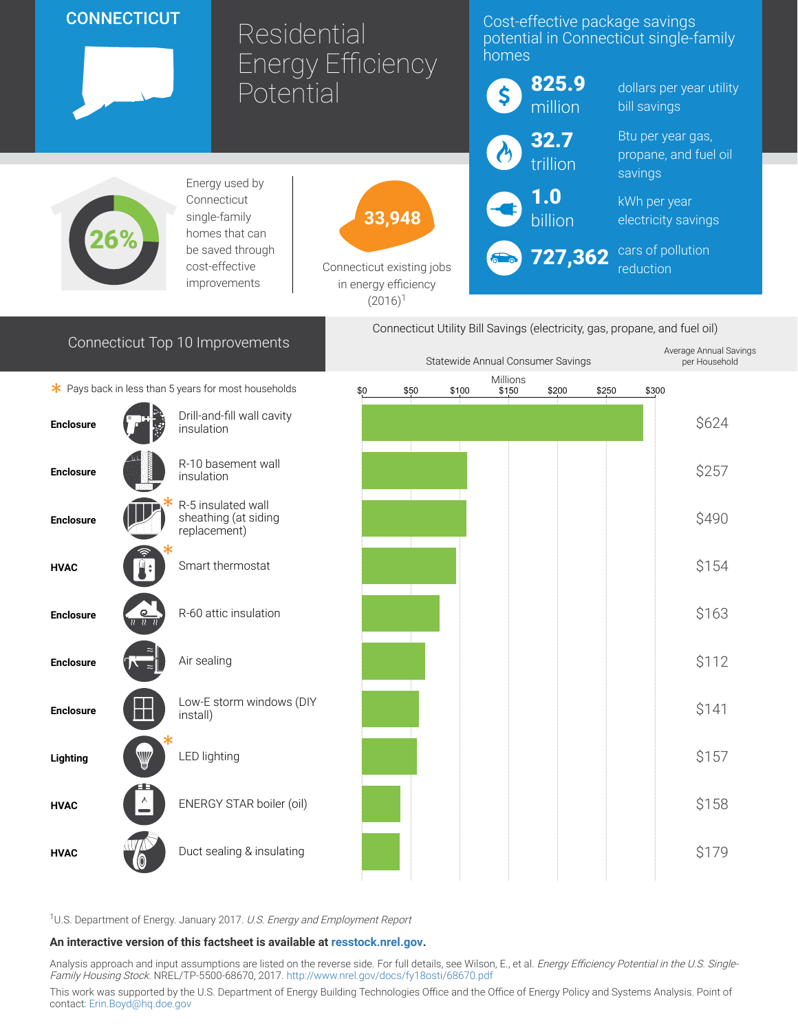# CONNECTICUT

# Residential Energy Efficiency Potential

## Cost-effective package savings potential in Connecticut single-family homes

- **825.9** million — dollars per year utility bill savings
- **32.7** trillion — Btu per year gas, propane, and fuel oil savings
- **1.0** billion — kWh per year electricity savings
- **727,362** — cars of pollution reduction

**26%** — Energy used by Connecticut single-family homes that can be saved through cost-effective improvements

**33,948** — Connecticut existing jobs in energy efficiency (2016)[1]

## Connecticut Top 10 Improvements

\* Pays back in less than 5 years for most households

Connecticut Utility Bill Savings (electricity, gas, propane, and fuel oil)

| Category | Improvement | Average Annual Savings per Household |
|---|---|---|
| Enclosure | Drill-and-fill wall cavity insulation | $624 |
| Enclosure | R-10 basement wall insulation | $257 |
| Enclosure | R-5 insulated wall sheathing (at siding replacement) * | $490 |
| HVAC | Smart thermostat * | $154 |
| Enclosure | R-60 attic insulation | $163 |
| Enclosure | Air sealing | $112 |
| Enclosure | Low-E storm windows (DIY install) | $141 |
| Lighting | LED lighting * | $157 |
| HVAC | ENERGY STAR boiler (oil) | $158 |
| HVAC | Duct sealing & insulating | $179 |

[1]U.S. Department of Energy. January 2017. *U.S. Energy and Employment Report*

**An interactive version of this factsheet is available at resstock.nrel.gov.**

Analysis approach and input assumptions are listed on the reverse side. For full details, see Wilson, E., et al. *Energy Efficiency Potential in the U.S. Single-Family Housing Stock.* NREL/TP-5500-68670, 2017. http://www.nrel.gov/docs/fy18osti/68670.pdf

This work was supported by the U.S. Department of Energy Building Technologies Office and the Office of Energy Policy and Systems Analysis. Point of contact: Erin.Boyd@hq.doe.gov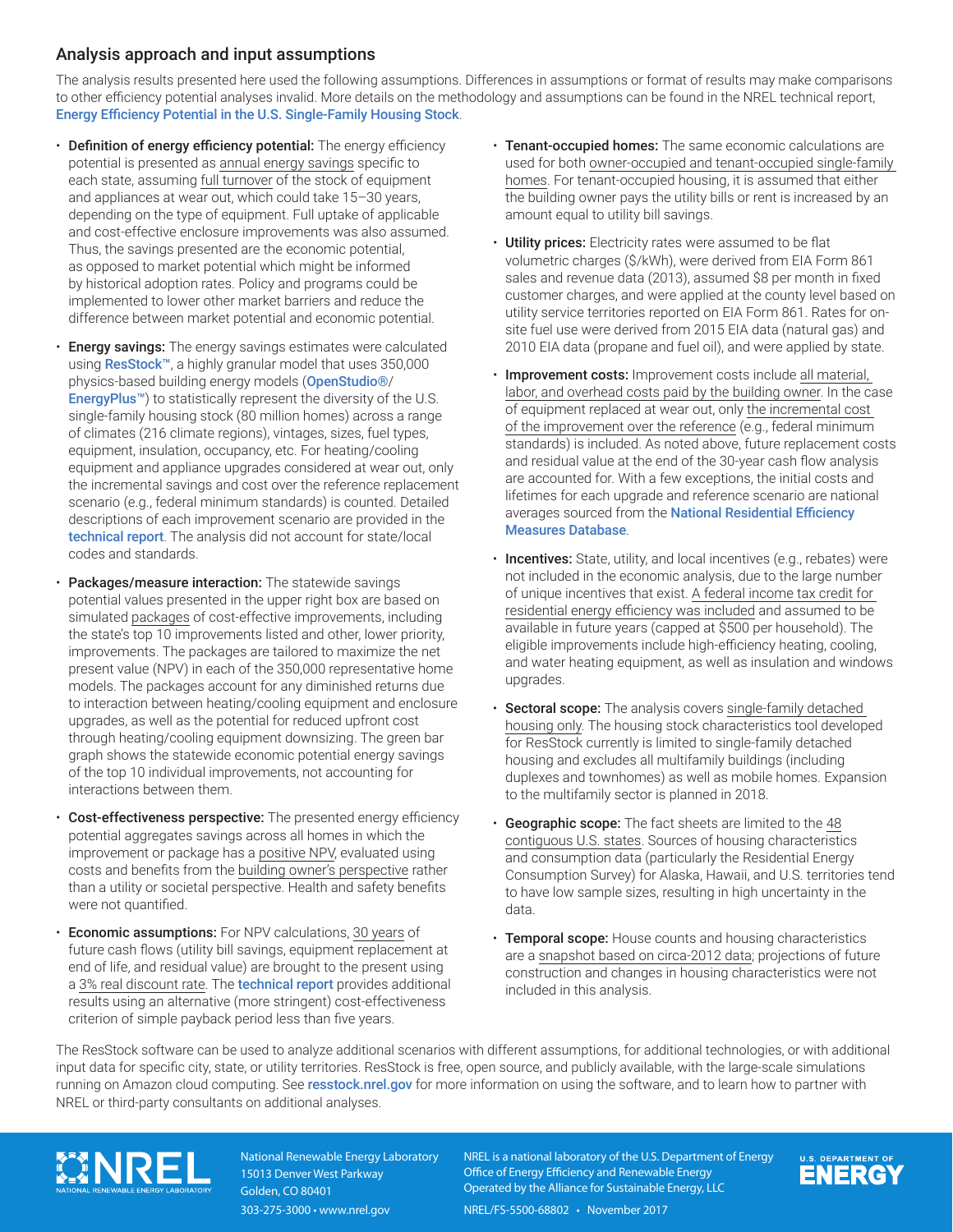## Analysis approach and input assumptions

The analysis results presented here used the following assumptions. Differences in assumptions or format of results may make comparisons to other efficiency potential analyses invalid. More details on the methodology and assumptions can be found in the NREL technical report, Energy Efficiency Potential in the U.S. Single-Family Housing Stock.

- **Definition of energy efficiency potential:** The energy efficiency potential is presented as annual energy savings specific to each state, assuming full turnover of the stock of equipment and appliances at wear out, which could take 15–30 years, depending on the type of equipment. Full uptake of applicable and cost-effective enclosure improvements was also assumed. Thus, the savings presented are the economic potential, as opposed to market potential which might be informed by historical adoption rates. Policy and programs could be implemented to lower other market barriers and reduce the difference between market potential and economic potential.
- **Energy savings:** The energy savings estimates were calculated using ResStock™, a highly granular model that uses 350,000 physics-based building energy models (OpenStudio®/ EnergyPlus™) to statistically represent the diversity of the U.S. single-family housing stock (80 million homes) across a range of climates (216 climate regions), vintages, sizes, fuel types, equipment, insulation, occupancy, etc. For heating/cooling equipment and appliance upgrades considered at wear out, only the incremental savings and cost over the reference replacement scenario (e.g., federal minimum standards) is counted. Detailed descriptions of each improvement scenario are provided in the technical report. The analysis did not account for state/local codes and standards.
- **Packages/measure interaction:** The statewide savings potential values presented in the upper right box are based on simulated packages of cost-effective improvements, including the state's top 10 improvements listed and other, lower priority, improvements. The packages are tailored to maximize the net present value (NPV) in each of the 350,000 representative home models. The packages account for any diminished returns due to interaction between heating/cooling equipment and enclosure upgrades, as well as the potential for reduced upfront cost through heating/cooling equipment downsizing. The green bar graph shows the statewide economic potential energy savings of the top 10 individual improvements, not accounting for interactions between them.
- **Cost-effectiveness perspective:** The presented energy efficiency potential aggregates savings across all homes in which the improvement or package has a positive NPV, evaluated using costs and benefits from the building owner's perspective rather than a utility or societal perspective. Health and safety benefits were not quantified.
- **Economic assumptions:** For NPV calculations, 30 years of future cash flows (utility bill savings, equipment replacement at end of life, and residual value) are brought to the present using a 3% real discount rate. The technical report provides additional results using an alternative (more stringent) cost-effectiveness criterion of simple payback period less than five years.
- **Tenant-occupied homes:** The same economic calculations are used for both owner-occupied and tenant-occupied single-family homes. For tenant-occupied housing, it is assumed that either the building owner pays the utility bills or rent is increased by an amount equal to utility bill savings.
- **Utility prices:** Electricity rates were assumed to be flat volumetric charges ($/kWh), were derived from EIA Form 861 sales and revenue data (2013), assumed $8 per month in fixed customer charges, and were applied at the county level based on utility service territories reported on EIA Form 861. Rates for on-site fuel use were derived from 2015 EIA data (natural gas) and 2010 EIA data (propane and fuel oil), and were applied by state.
- **Improvement costs:** Improvement costs include all material, labor, and overhead costs paid by the building owner. In the case of equipment replaced at wear out, only the incremental cost of the improvement over the reference (e.g., federal minimum standards) is included. As noted above, future replacement costs and residual value at the end of the 30-year cash flow analysis are accounted for. With a few exceptions, the initial costs and lifetimes for each upgrade and reference scenario are national averages sourced from the National Residential Efficiency Measures Database.
- **Incentives:** State, utility, and local incentives (e.g., rebates) were not included in the economic analysis, due to the large number of unique incentives that exist. A federal income tax credit for residential energy efficiency was included and assumed to be available in future years (capped at $500 per household). The eligible improvements include high-efficiency heating, cooling, and water heating equipment, as well as insulation and windows upgrades.
- **Sectoral scope:** The analysis covers single-family detached housing only. The housing stock characteristics tool developed for ResStock currently is limited to single-family detached housing and excludes all multifamily buildings (including duplexes and townhomes) as well as mobile homes. Expansion to the multifamily sector is planned in 2018.
- **Geographic scope:** The fact sheets are limited to the 48 contiguous U.S. states. Sources of housing characteristics and consumption data (particularly the Residential Energy Consumption Survey) for Alaska, Hawaii, and U.S. territories tend to have low sample sizes, resulting in high uncertainty in the data.
- **Temporal scope:** House counts and housing characteristics are a snapshot based on circa-2012 data; projections of future construction and changes in housing characteristics were not included in this analysis.

The ResStock software can be used to analyze additional scenarios with different assumptions, for additional technologies, or with additional input data for specific city, state, or utility territories. ResStock is free, open source, and publicly available, with the large-scale simulations running on Amazon cloud computing. See resstock.nrel.gov for more information on using the software, and to learn how to partner with NREL or third-party consultants on additional analyses.

National Renewable Energy Laboratory
15013 Denver West Parkway
Golden, CO 80401
303-275-3000 • www.nrel.gov

NREL is a national laboratory of the U.S. Department of Energy
Office of Energy Efficiency and Renewable Energy
Operated by the Alliance for Sustainable Energy, LLC

NREL/FS-5500-68802 • November 2017